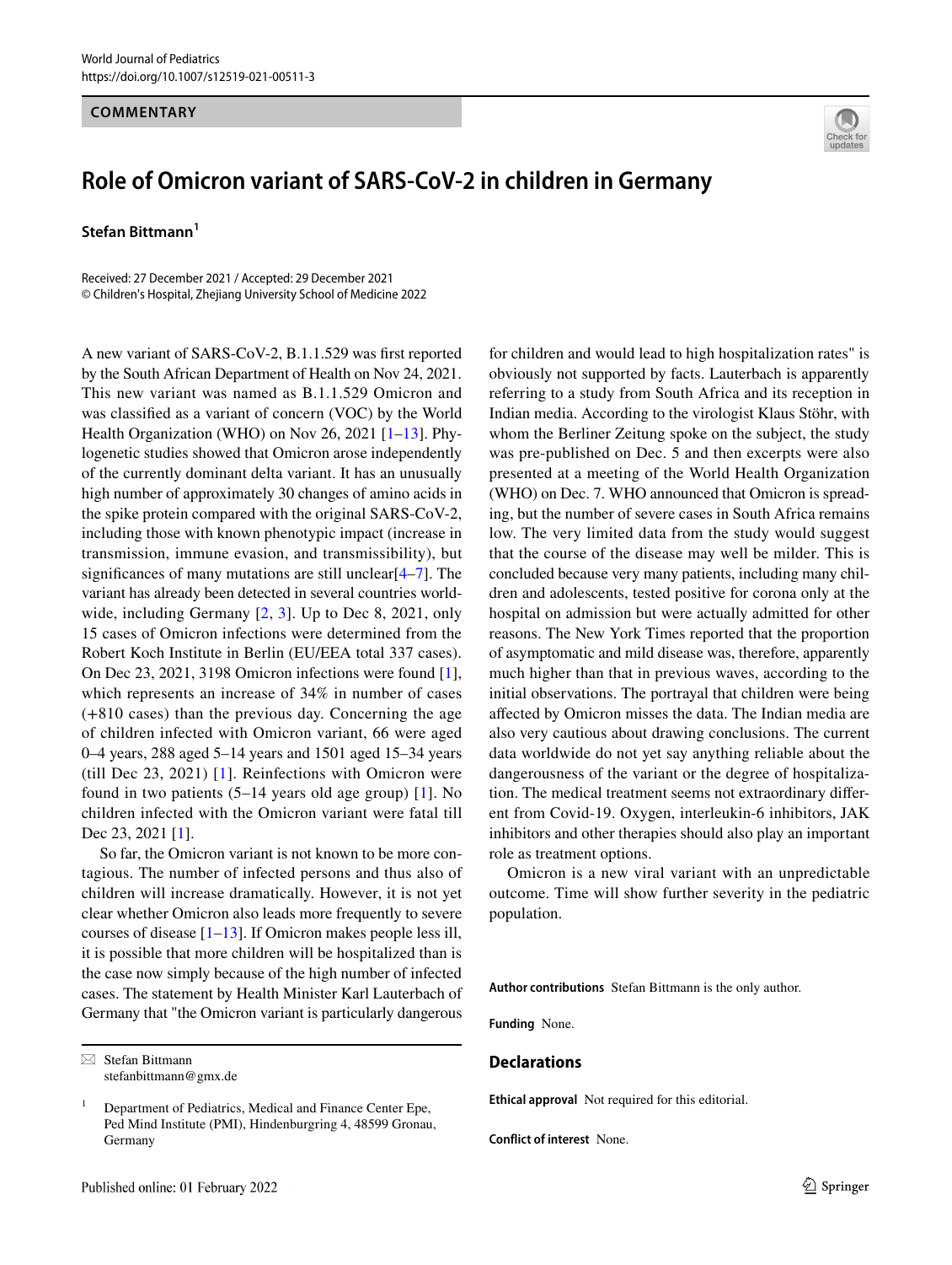COMMENTARY

# Role of Omicron variant of SARS-CoV-2 in children in Germany

**Stefan Bittmann**[1]

Received: 27 December 2021 / Accepted: 29 December 2021
© Children's Hospital, Zhejiang University School of Medicine 2022

A new variant of SARS-CoV-2, B.1.1.529 was first reported by the South African Department of Health on Nov 24, 2021. This new variant was named as B.1.1.529 Omicron and was classified as a variant of concern (VOC) by the World Health Organization (WHO) on Nov 26, 2021 [1–13]. Phylogenetic studies showed that Omicron arose independently of the currently dominant delta variant. It has an unusually high number of approximately 30 changes of amino acids in the spike protein compared with the original SARS-CoV-2, including those with known phenotypic impact (increase in transmission, immune evasion, and transmissibility), but significances of many mutations are still unclear[4–7]. The variant has already been detected in several countries worldwide, including Germany [2, 3]. Up to Dec 8, 2021, only 15 cases of Omicron infections were determined from the Robert Koch Institute in Berlin (EU/EEA total 337 cases). On Dec 23, 2021, 3198 Omicron infections were found [1], which represents an increase of 34% in number of cases (+810 cases) than the previous day. Concerning the age of children infected with Omicron variant, 66 were aged 0–4 years, 288 aged 5–14 years and 1501 aged 15–34 years (till Dec 23, 2021) [1]. Reinfections with Omicron were found in two patients (5–14 years old age group) [1]. No children infected with the Omicron variant were fatal till Dec 23, 2021 [1].

So far, the Omicron variant is not known to be more contagious. The number of infected persons and thus also of children will increase dramatically. However, it is not yet clear whether Omicron also leads more frequently to severe courses of disease [1–13]. If Omicron makes people less ill, it is possible that more children will be hospitalized than is the case now simply because of the high number of infected cases. The statement by Health Minister Karl Lauterbach of Germany that "the Omicron variant is particularly dangerous for children and would lead to high hospitalization rates" is obviously not supported by facts. Lauterbach is apparently referring to a study from South Africa and its reception in Indian media. According to the virologist Klaus Stöhr, with whom the Berliner Zeitung spoke on the subject, the study was pre-published on Dec. 5 and then excerpts were also presented at a meeting of the World Health Organization (WHO) on Dec. 7. WHO announced that Omicron is spreading, but the number of severe cases in South Africa remains low. The very limited data from the study would suggest that the course of the disease may well be milder. This is concluded because very many patients, including many children and adolescents, tested positive for corona only at the hospital on admission but were actually admitted for other reasons. The New York Times reported that the proportion of asymptomatic and mild disease was, therefore, apparently much higher than that in previous waves, according to the initial observations. The portrayal that children were being affected by Omicron misses the data. The Indian media are also very cautious about drawing conclusions. The current data worldwide do not yet say anything reliable about the dangerousness of the variant or the degree of hospitalization. The medical treatment seems not extraordinary different from Covid-19. Oxygen, interleukin-6 inhibitors, JAK inhibitors and other therapies should also play an important role as treatment options.

Omicron is a new viral variant with an unpredictable outcome. Time will show further severity in the pediatric population.

**Author contributions** Stefan Bittmann is the only author.

**Funding** None.

## Declarations

**Ethical approval** Not required for this editorial.

**Conflict of interest** None.

✉ Stefan Bittmann
stefanbittmann@gmx.de

[1] Department of Pediatrics, Medical and Finance Center Epe, Ped Mind Institute (PMI), Hindenburgring 4, 48599 Gronau, Germany

Published online: 01 February 2022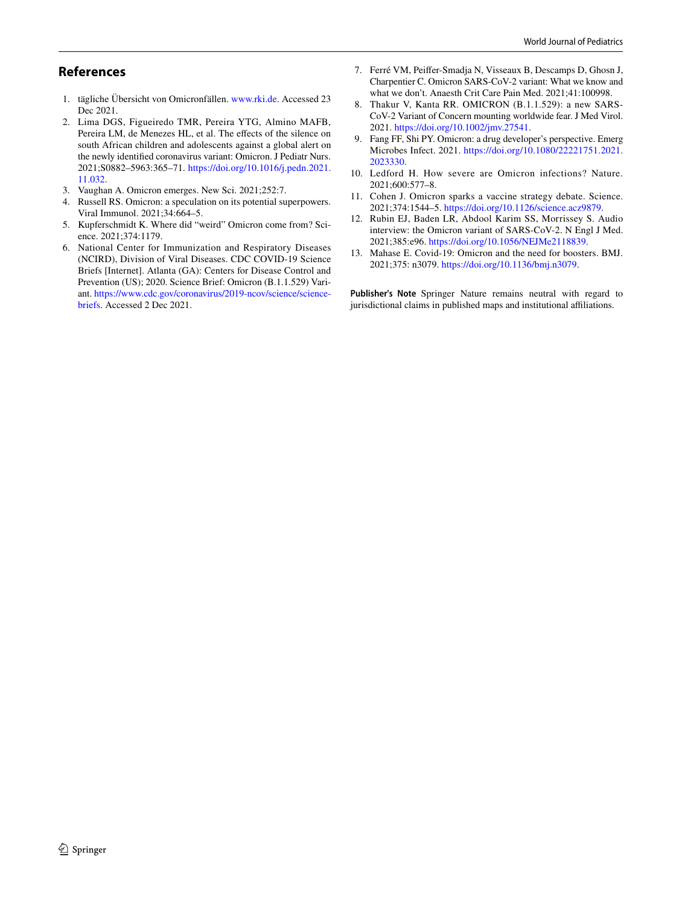## References

1. tägliche Übersicht von Omicronfällen. www.rki.de. Accessed 23 Dec 2021.
2. Lima DGS, Figueiredo TMR, Pereira YTG, Almino MAFB, Pereira LM, de Menezes HL, et al. The effects of the silence on south African children and adolescents against a global alert on the newly identified coronavirus variant: Omicron. J Pediatr Nurs. 2021;S0882–5963:365–71. https://doi.org/10.1016/j.pedn.2021.11.032.
3. Vaughan A. Omicron emerges. New Sci. 2021;252:7.
4. Russell RS. Omicron: a speculation on its potential superpowers. Viral Immunol. 2021;34:664–5.
5. Kupferschmidt K. Where did "weird" Omicron come from? Science. 2021;374:1179.
6. National Center for Immunization and Respiratory Diseases (NCIRD), Division of Viral Diseases. CDC COVID-19 Science Briefs [Internet]. Atlanta (GA): Centers for Disease Control and Prevention (US); 2020. Science Brief: Omicron (B.1.1.529) Variant. https://www.cdc.gov/coronavirus/2019-ncov/science/science-briefs. Accessed 2 Dec 2021.
7. Ferré VM, Peiffer-Smadja N, Visseaux B, Descamps D, Ghosn J, Charpentier C. Omicron SARS-CoV-2 variant: What we know and what we don't. Anaesth Crit Care Pain Med. 2021;41:100998.
8. Thakur V, Kanta RR. OMICRON (B.1.1.529): a new SARS-CoV-2 Variant of Concern mounting worldwide fear. J Med Virol. 2021. https://doi.org/10.1002/jmv.27541.
9. Fang FF, Shi PY. Omicron: a drug developer's perspective. Emerg Microbes Infect. 2021. https://doi.org/10.1080/22221751.2021.2023330.
10. Ledford H. How severe are Omicron infections? Nature. 2021;600:577–8.
11. Cohen J. Omicron sparks a vaccine strategy debate. Science. 2021;374:1544–5. https://doi.org/10.1126/science.acz9879.
12. Rubin EJ, Baden LR, Abdool Karim SS, Morrissey S. Audio interview: the Omicron variant of SARS-CoV-2. N Engl J Med. 2021;385:e96. https://doi.org/10.1056/NEJMe2118839.
13. Mahase E. Covid-19: Omicron and the need for boosters. BMJ. 2021;375: n3079. https://doi.org/10.1136/bmj.n3079.

**Publisher's Note** Springer Nature remains neutral with regard to jurisdictional claims in published maps and institutional affiliations.